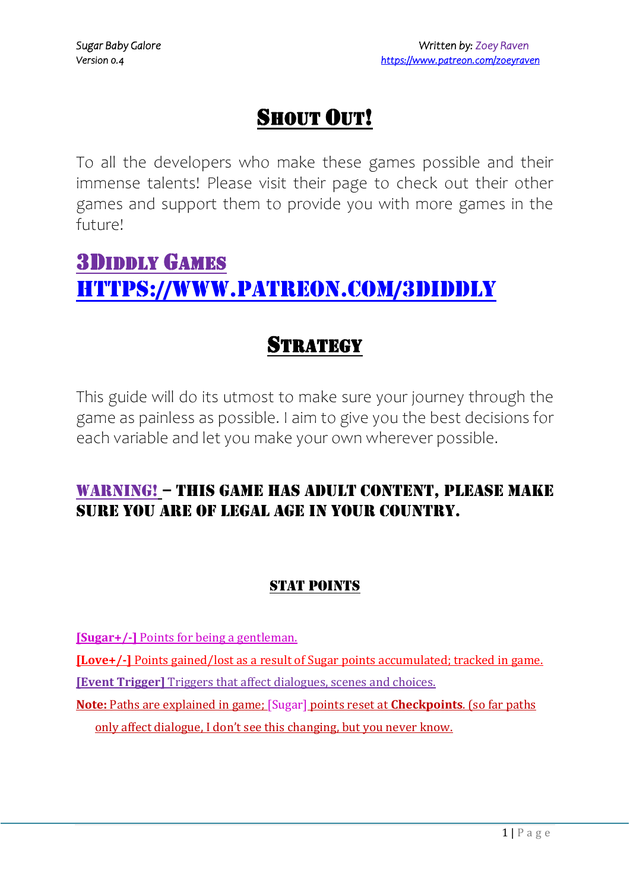# Shout Out!

To all the developers who make these games possible and their immense talents! Please visit their page to check out their other games and support them to provide you with more games in the future!

## 3Diddly Games

## https://www.patreon.com/3diddly

# Strategy

This guide will do its utmost to make sure your journey through the game as painless as possible. I aim to give you the best decisions for each variable and let you make your own wherever possible.

### WARNING! – This game has adult content, please make sure you are of legal age in your country.

#### STAT POINTS

**[Sugar+/-]** Points for being a gentleman.

**[Love+/-]** Points gained/lost as a result of Sugar points accumulated; tracked in game.

**[Event Trigger]** Triggers that affect dialogues, scenes and choices.

**Note:** Paths are explained in game; [Sugar] points reset at **Checkpoints**. (so far paths only affect dialogue, I don't see this changing, but you never know.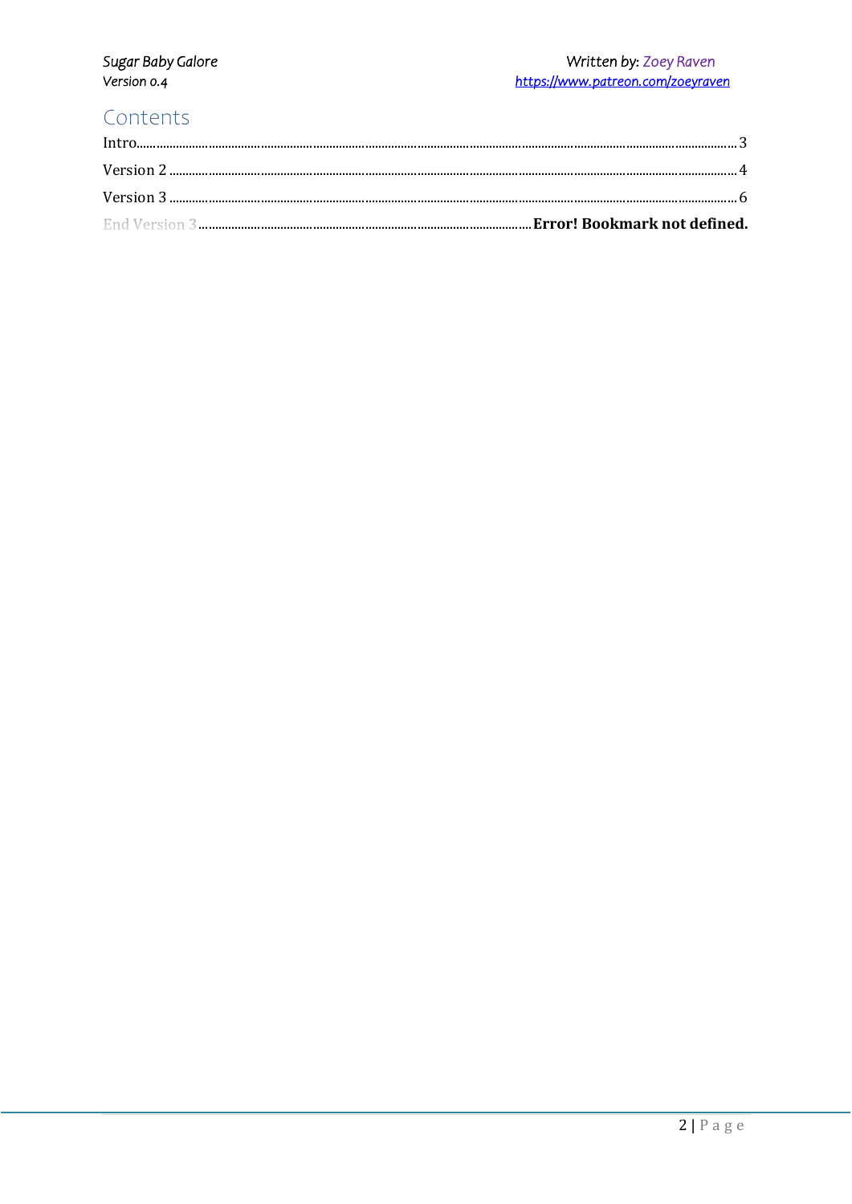# Contents

Intro........................................................................................................................................................3

Version 2 ..................................................................................................................................................4

Version 3 ..................................................................................................................................................6

End Version 3.......................................................................................**Error! Bookmark not defined.**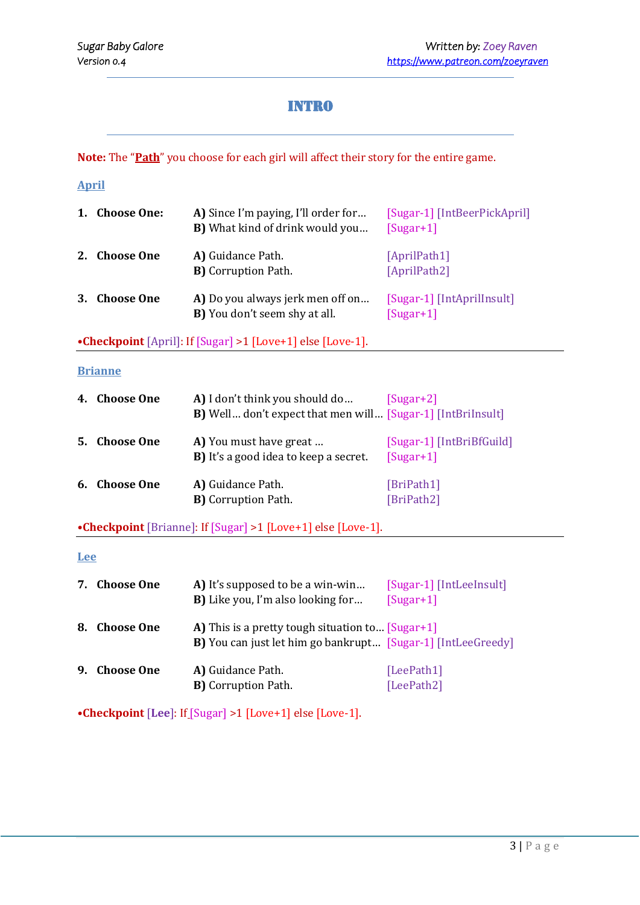# INTRO

**Note:** The "**Path**" you choose for each girl will affect their story for the entire game.

## April

| | | | |
|---|---|---|---|
| **1.** | **Choose One:** | **A)** Since I'm paying, I'll order for… | [Sugar-1] [IntBeerPickApril] |
| | | **B)** What kind of drink would you… | [Sugar+1] |
| **2.** | **Choose One** | **A)** Guidance Path. | [AprilPath1] |
| | | **B)** Corruption Path. | [AprilPath2] |
| **3.** | **Choose One** | **A)** Do you always jerk men off on… | [Sugar-1] [IntAprilInsult] |
| | | **B)** You don't seem shy at all. | [Sugar+1] |

•**Checkpoint** [April]: If [Sugar] >1 [Love+1] else [Love-1].

---

## Brianne

| | | | |
|---|---|---|---|
| **4.** | **Choose One** | **A)** I don't think you should do… | [Sugar+2] |
| | | **B)** Well… don't expect that men will… | [Sugar-1] [IntBriInsult] |
| **5.** | **Choose One** | **A)** You must have great … | [Sugar-1] [IntBriBfGuild] |
| | | **B)** It's a good idea to keep a secret. | [Sugar+1] |
| **6.** | **Choose One** | **A)** Guidance Path. | [BriPath1] |
| | | **B)** Corruption Path. | [BriPath2] |

•**Checkpoint** [Brianne]: If [Sugar] >1 [Love+1] else [Love-1].

---

## Lee

| | | | |
|---|---|---|---|
| **7.** | **Choose One** | **A)** It's supposed to be a win-win… | [Sugar-1] [IntLeeInsult] |
| | | **B)** Like you, I'm also looking for… | [Sugar+1] |
| **8.** | **Choose One** | **A)** This is a pretty tough situation to… | [Sugar+1] |
| | | **B)** You can just let him go bankrupt… | [Sugar-1] [IntLeeGreedy] |
| **9.** | **Choose One** | **A)** Guidance Path. | [LeePath1] |
| | | **B)** Corruption Path. | [LeePath2] |

•**Checkpoint** [**Lee**]: If [Sugar] >1 [Love+1] else [Love-1].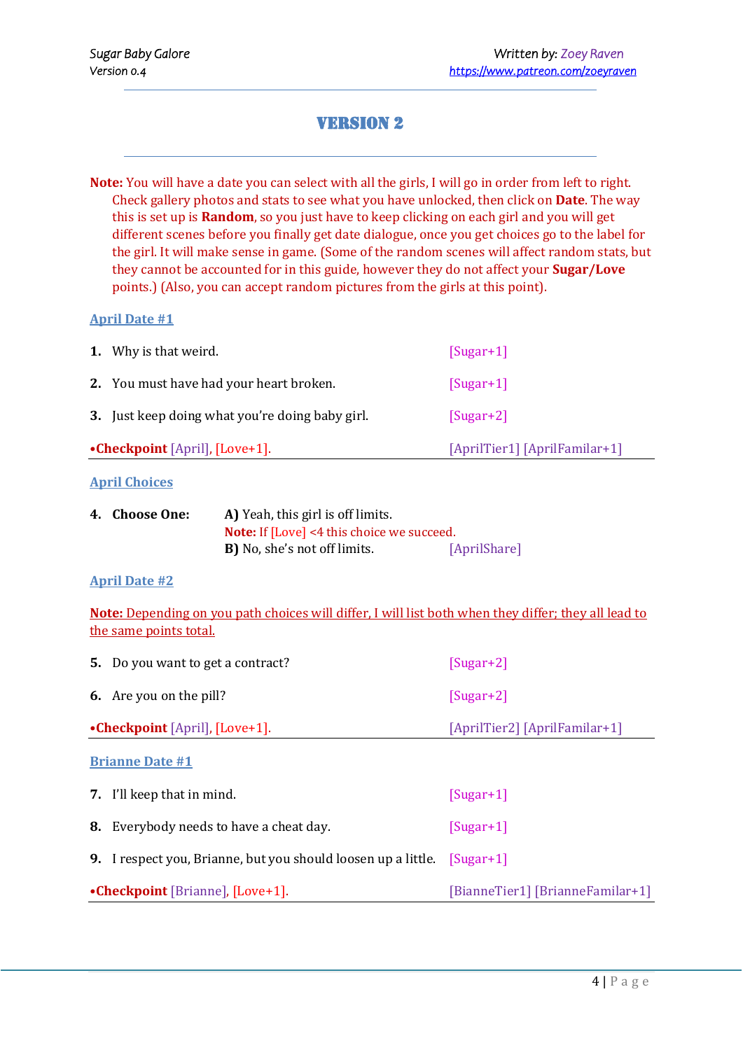# VERSION 2

**Note:** You will have a date you can select with all the girls, I will go in order from left to right. Check gallery photos and stats to see what you have unlocked, then click on **Date**. The way this is set up is **Random**, so you just have to keep clicking on each girl and you will get different scenes before you finally get date dialogue, once you get choices go to the label for the girl. It will make sense in game. (Some of the random scenes will affect random stats, but they cannot be accounted for in this guide, however they do not affect your **Sugar/Love** points.) (Also, you can accept random pictures from the girls at this point).

## April Date #1

1. Why is that weird. [Sugar+1]
2. You must have had your heart broken. [Sugar+1]
3. Just keep doing what you're doing baby girl. [Sugar+2]

•**Checkpoint** [April], [Love+1]. [AprilTier1] [AprilFamilar+1]

---

## April Choices

4. **Choose One:**
   **A)** Yeah, this girl is off limits.
   **Note:** If [Love] <4 this choice we succeed.
   **B)** No, she's not off limits. [AprilShare]

## April Date #2

**Note:** Depending on you path choices will differ, I will list both when they differ; they all lead to the same points total.

5. Do you want to get a contract? [Sugar+2]
6. Are you on the pill? [Sugar+2]

•**Checkpoint** [April], [Love+1]. [AprilTier2] [AprilFamilar+1]

---

## Brianne Date #1

7. I'll keep that in mind. [Sugar+1]
8. Everybody needs to have a cheat day. [Sugar+1]
9. I respect you, Brianne, but you should loosen up a little. [Sugar+1]

•**Checkpoint** [Brianne], [Love+1]. [BianneTier1] [BrianneFamilar+1]

---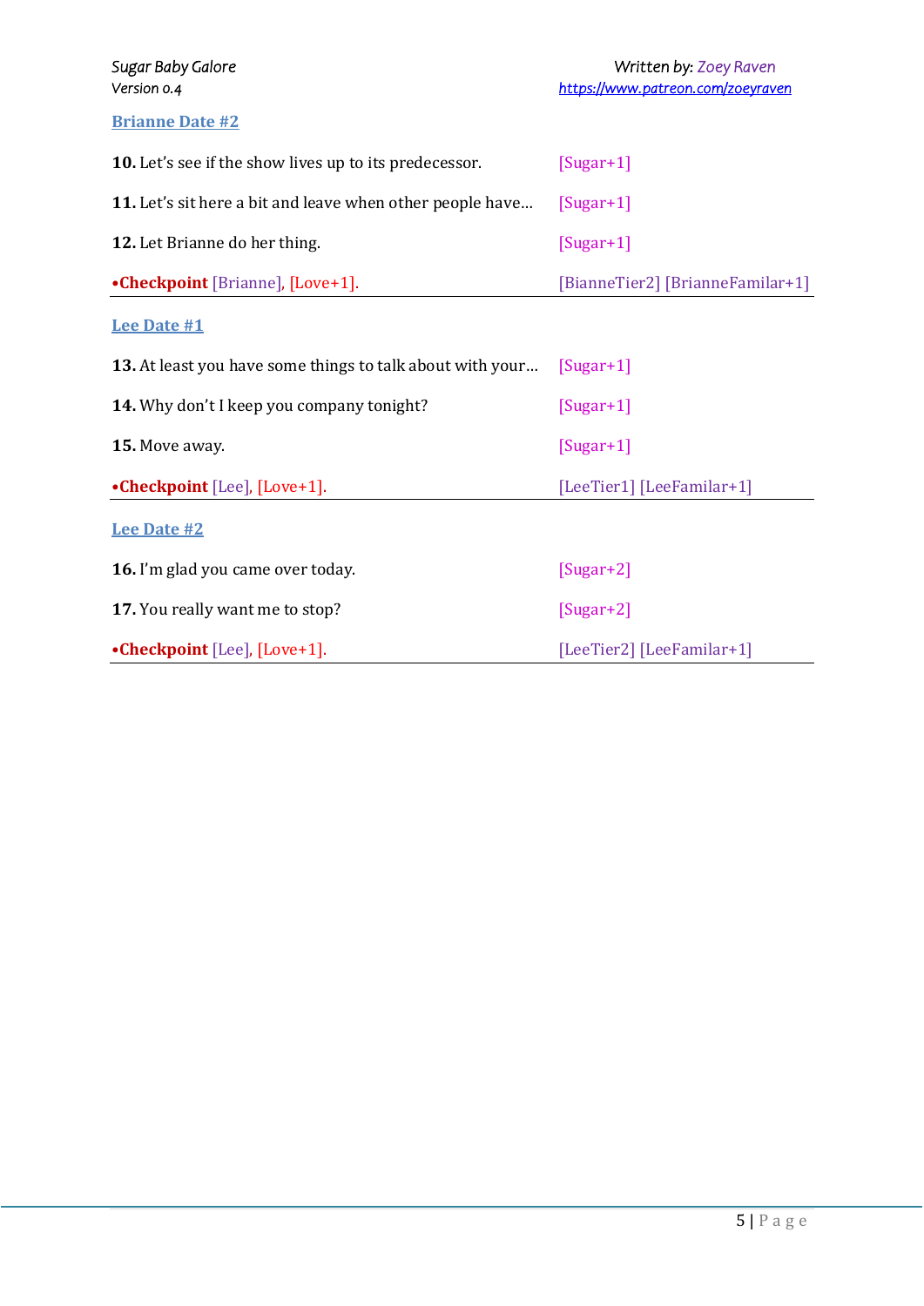## Brianne Date #2

**10.** Let's see if the show lives up to its predecessor. [Sugar+1]

**11.** Let's sit here a bit and leave when other people have... [Sugar+1]

**12.** Let Brianne do her thing. [Sugar+1]

•**Checkpoint** [Brianne], [Love+1]. [BianneTier2] [BrianneFamilar+1]

---

## Lee Date #1

**13.** At least you have some things to talk about with your... [Sugar+1]

**14.** Why don't I keep you company tonight? [Sugar+1]

**15.** Move away. [Sugar+1]

•**Checkpoint** [Lee], [Love+1]. [LeeTier1] [LeeFamilar+1]

---

## Lee Date #2

**16.** I'm glad you came over today. [Sugar+2]

**17.** You really want me to stop? [Sugar+2]

•**Checkpoint** [Lee], [Love+1]. [LeeTier2] [LeeFamilar+1]

---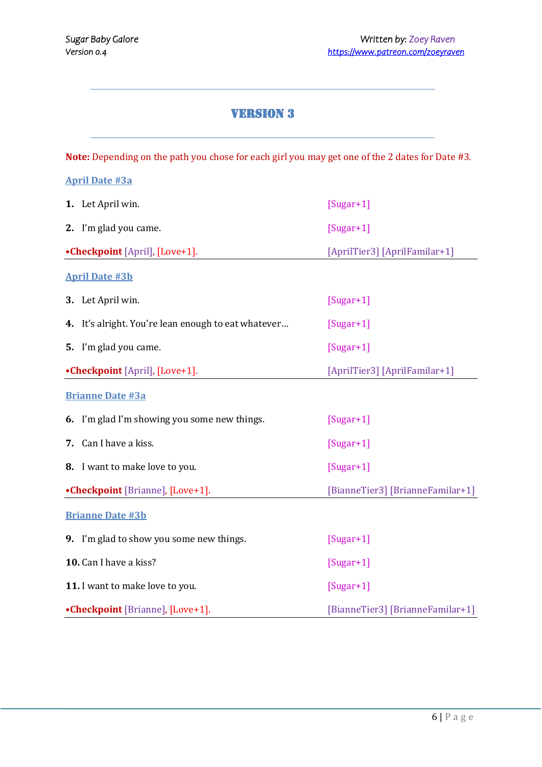## VERSION 3

**Note:** Depending on the path you chose for each girl you may get one of the 2 dates for Date #3.

### April Date #3a

1. Let April win. [Sugar+1]
2. I'm glad you came. [Sugar+1]

•**Checkpoint** [April], [Love+1]. [AprilTier3] [AprilFamilar+1]

---

### April Date #3b

3. Let April win. [Sugar+1]
4. It's alright. You're lean enough to eat whatever… [Sugar+1]
5. I'm glad you came. [Sugar+1]

•**Checkpoint** [April], [Love+1]. [AprilTier3] [AprilFamilar+1]

---

### Brianne Date #3a

6. I'm glad I'm showing you some new things. [Sugar+1]
7. Can I have a kiss. [Sugar+1]
8. I want to make love to you. [Sugar+1]

•**Checkpoint** [Brianne], [Love+1]. [BianneTier3] [BrianneFamilar+1]

---

### Brianne Date #3b

9. I'm glad to show you some new things. [Sugar+1]
10. Can I have a kiss? [Sugar+1]
11. I want to make love to you. [Sugar+1]

•**Checkpoint** [Brianne], [Love+1]. [BianneTier3] [BrianneFamilar+1]

---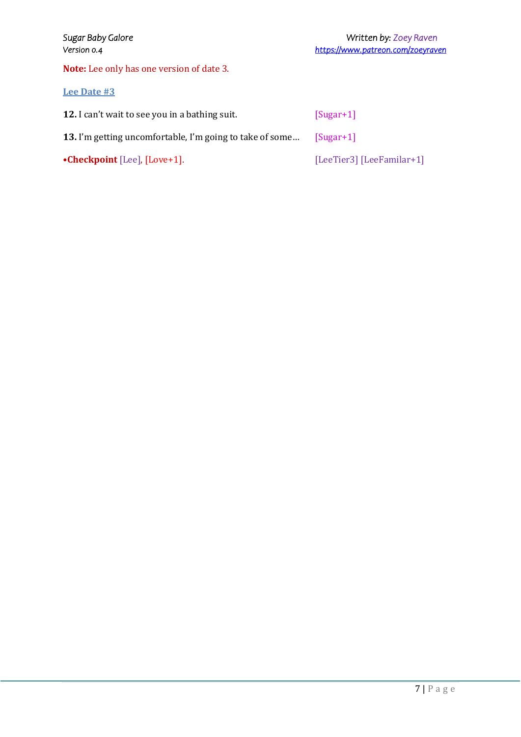**Note:** Lee only has one version of date 3.

## Lee Date #3

**12.** I can't wait to see you in a bathing suit. [Sugar+1]

**13.** I'm getting uncomfortable, I'm going to take of some… [Sugar+1]

•**Checkpoint** [Lee], [Love+1]. [LeeTier3] [LeeFamilar+1]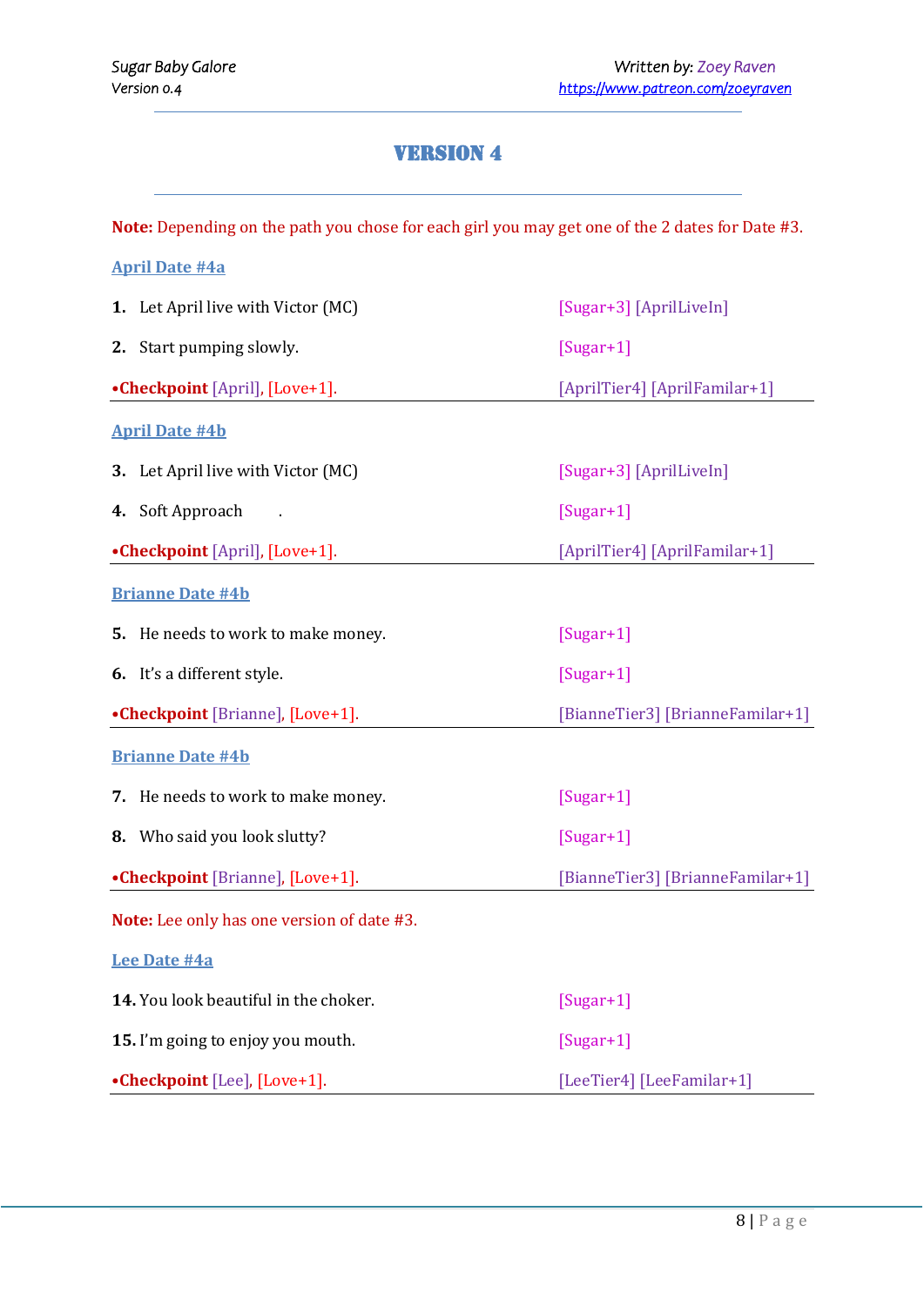# VERSION 4

**Note:** Depending on the path you chose for each girl you may get one of the 2 dates for Date #3.

## April Date #4a

**1.** Let April live with Victor (MC) — [Sugar+3] [AprilLiveIn]

**2.** Start pumping slowly. — [Sugar+1]

•**Checkpoint** [April], [Love+1]. — [AprilTier4] [AprilFamilar+1]

## April Date #4b

**3.** Let April live with Victor (MC) — [Sugar+3] [AprilLiveIn]

**4.** Soft Approach . — [Sugar+1]

•**Checkpoint** [April], [Love+1]. — [AprilTier4] [AprilFamilar+1]

## Brianne Date #4b

**5.** He needs to work to make money. — [Sugar+1]

**6.** It's a different style. — [Sugar+1]

•**Checkpoint** [Brianne], [Love+1]. — [BianneTier3] [BrianneFamilar+1]

## Brianne Date #4b

**7.** He needs to work to make money. — [Sugar+1]

**8.** Who said you look slutty? — [Sugar+1]

•**Checkpoint** [Brianne], [Love+1]. — [BianneTier3] [BrianneFamilar+1]

**Note:** Lee only has one version of date #3.

## Lee Date #4a

**14.** You look beautiful in the choker. — [Sugar+1]

**15.** I'm going to enjoy you mouth. — [Sugar+1]

•**Checkpoint** [Lee], [Love+1]. — [LeeTier4] [LeeFamilar+1]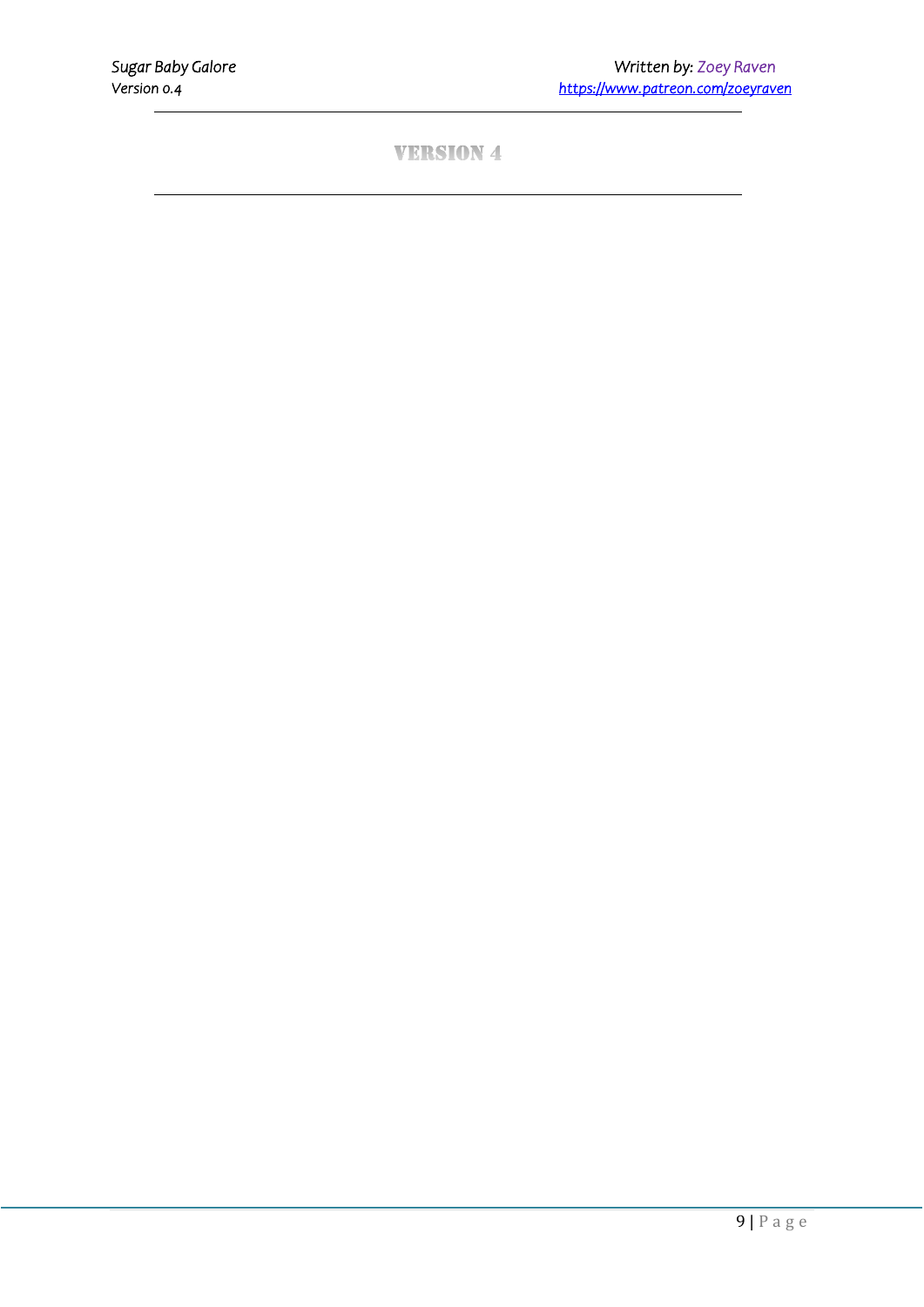## VERSION 4